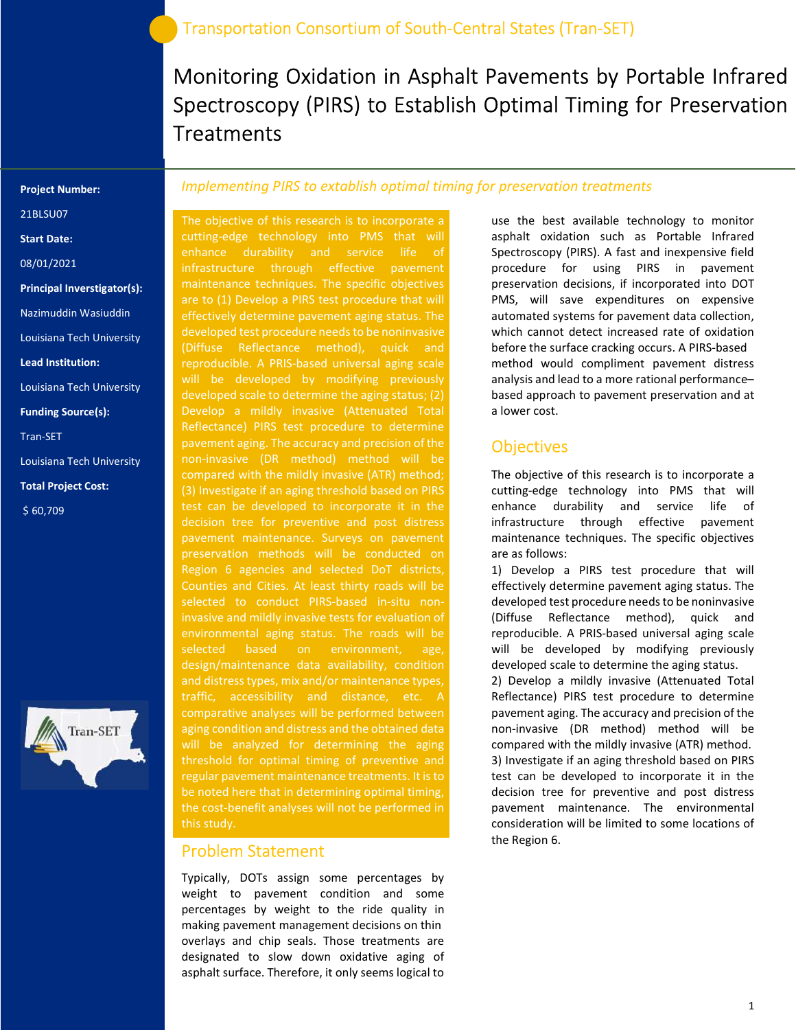Transportation Consortium of South-Central States (Tran-SET)

# Monitoring Oxidation in Asphalt Pavements by Portable Infrared Spectroscopy (PIRS) to Establish Optimal Timing for Preservation Treatments

**Project Number:**

21BLSU07

**Start Date:**

08/01/2021

**Principal Inverstigator(s):**

Nazimuddin Wasiuddin

Louisiana Tech University

**Lead Institution:**

Louisiana Tech University

**Funding Source(s):**

Tran-SET

Louisiana Tech University

**Total Project Cost:**

$ 60,709

*Implementing PIRS to extablish optimal timing for preservation treatments*

The objective of this research is to incorporate a cutting-edge technology into PMS that will enhance durability and service life of infrastructure through effective pavement maintenance techniques. The specific objectives are to (1) Develop a PIRS test procedure that will effectively determine pavement aging status. The developed test procedure needs to be noninvasive (Diffuse Reflectance method), quick and reproducible. A PRIS-based universal aging scale will be developed by modifying previously developed scale to determine the aging status; (2) Develop a mildly invasive (Attenuated Total Reflectance) PIRS test procedure to determine pavement aging. The accuracy and precision of the non-invasive (DR method) method will be compared with the mildly invasive (ATR) method; (3) Investigate if an aging threshold based on PIRS test can be developed to incorporate it in the decision tree for preventive and post distress pavement maintenance. Surveys on pavement preservation methods will be conducted on Region 6 agencies and selected DoT districts, Counties and Cities. At least thirty roads will be selected to conduct PIRS-based in-situ non-invasive and mildly invasive tests for evaluation of environmental aging status. The roads will be selected based on environment, age, design/maintenance data availability, condition and distress types, mix and/or maintenance types, traffic, accessibility and distance, etc. A comparative analyses will be performed between aging condition and distress and the obtained data will be analyzed for determining the aging threshold for optimal timing of preventive and regular pavement maintenance treatments. It is to be noted here that in determining optimal timing, the cost-benefit analyses will not be performed in this study.

## Problem Statement

Typically, DOTs assign some percentages by weight to pavement condition and some percentages by weight to the ride quality in making pavement management decisions on thin overlays and chip seals. Those treatments are designated to slow down oxidative aging of asphalt surface. Therefore, it only seems logical to use the best available technology to monitor asphalt oxidation such as Portable Infrared Spectroscopy (PIRS). A fast and inexpensive field procedure for using PIRS in pavement preservation decisions, if incorporated into DOT PMS, will save expenditures on expensive automated systems for pavement data collection, which cannot detect increased rate of oxidation before the surface cracking occurs. A PIRS-based method would compliment pavement distress analysis and lead to a more rational performance–based approach to pavement preservation and at a lower cost.

## Objectives

The objective of this research is to incorporate a cutting-edge technology into PMS that will enhance durability and service life of infrastructure through effective pavement maintenance techniques. The specific objectives are as follows:

1) Develop a PIRS test procedure that will effectively determine pavement aging status. The developed test procedure needs to be noninvasive (Diffuse Reflectance method), quick and reproducible. A PRIS-based universal aging scale will be developed by modifying previously developed scale to determine the aging status.

2) Develop a mildly invasive (Attenuated Total Reflectance) PIRS test procedure to determine pavement aging. The accuracy and precision of the non-invasive (DR method) method will be compared with the mildly invasive (ATR) method.

3) Investigate if an aging threshold based on PIRS test can be developed to incorporate it in the decision tree for preventive and post distress pavement maintenance. The environmental consideration will be limited to some locations of the Region 6.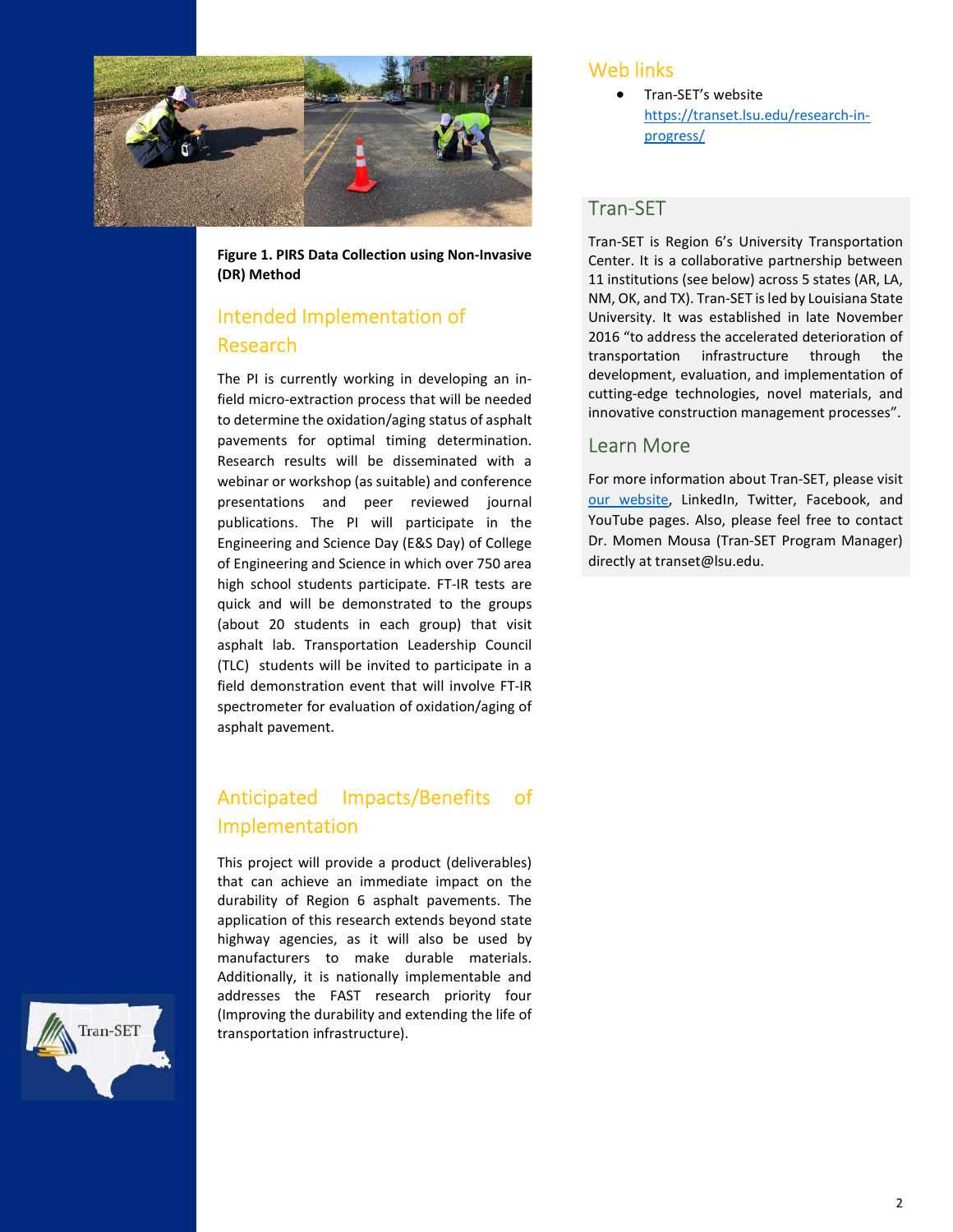**Figure 1. PIRS Data Collection using Non-Invasive (DR) Method**

## Intended Implementation of Research

The PI is currently working in developing an in-field micro-extraction process that will be needed to determine the oxidation/aging status of asphalt pavements for optimal timing determination. Research results will be disseminated with a webinar or workshop (as suitable) and conference presentations and peer reviewed journal publications. The PI will participate in the Engineering and Science Day (E&S Day) of College of Engineering and Science in which over 750 area high school students participate. FT-IR tests are quick and will be demonstrated to the groups (about 20 students in each group) that visit asphalt lab. Transportation Leadership Council (TLC) students will be invited to participate in a field demonstration event that will involve FT-IR spectrometer for evaluation of oxidation/aging of asphalt pavement.

## Anticipated Impacts/Benefits of Implementation

This project will provide a product (deliverables) that can achieve an immediate impact on the durability of Region 6 asphalt pavements. The application of this research extends beyond state highway agencies, as it will also be used by manufacturers to make durable materials. Additionally, it is nationally implementable and addresses the FAST research priority four (Improving the durability and extending the life of transportation infrastructure).

## Web links

- Tran-SET's website https://transet.lsu.edu/research-in-progress/

## Tran-SET

Tran-SET is Region 6's University Transportation Center. It is a collaborative partnership between 11 institutions (see below) across 5 states (AR, LA, NM, OK, and TX). Tran-SET is led by Louisiana State University. It was established in late November 2016 "to address the accelerated deterioration of transportation infrastructure through the development, evaluation, and implementation of cutting-edge technologies, novel materials, and innovative construction management processes".

## Learn More

For more information about Tran-SET, please visit our website, LinkedIn, Twitter, Facebook, and YouTube pages. Also, please feel free to contact Dr. Momen Mousa (Tran-SET Program Manager) directly at transet@lsu.edu.